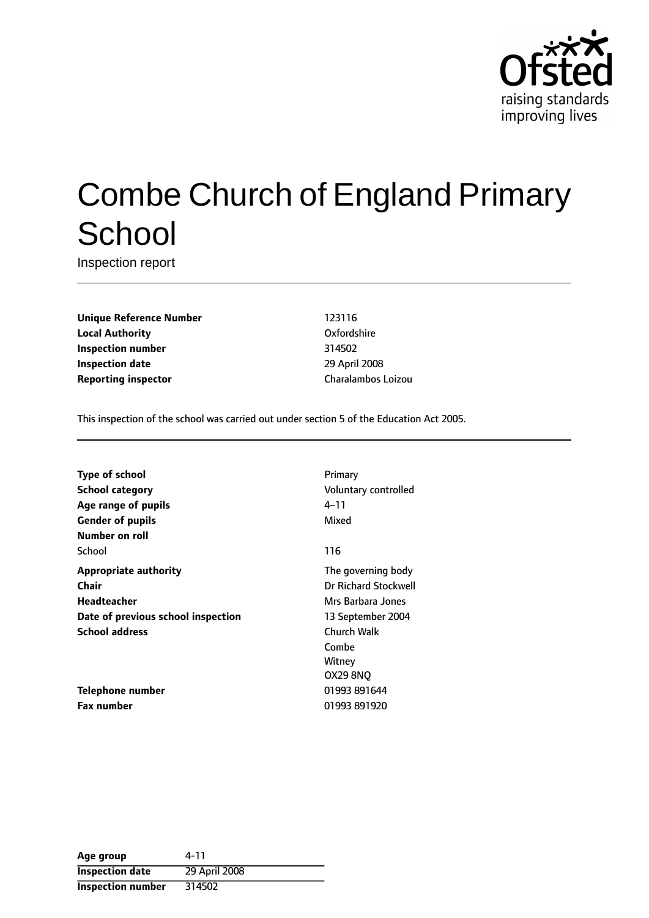Ofsted
raising standards improving lives

# Combe Church of England Primary School

Inspection report

| | |
|---|---|
| **Unique Reference Number** | 123116 |
| **Local Authority** | Oxfordshire |
| **Inspection number** | 314502 |
| **Inspection date** | 29 April 2008 |
| **Reporting inspector** | Charalambos Loizou |

This inspection of the school was carried out under section 5 of the Education Act 2005.

| | |
|---|---|
| **Type of school** | Primary |
| **School category** | Voluntary controlled |
| **Age range of pupils** | 4–11 |
| **Gender of pupils** | Mixed |
| **Number on roll** | |
| School | 116 |
| **Appropriate authority** | The governing body |
| **Chair** | Dr Richard Stockwell |
| **Headteacher** | Mrs Barbara Jones |
| **Date of previous school inspection** | 13 September 2004 |
| **School address** | Church Walk<br>Combe<br>Witney<br>OX29 8NQ |
| **Telephone number** | 01993 891644 |
| **Fax number** | 01993 891920 |

| | |
|---|---|
| **Age group** | 4-11 |
| **Inspection date** | 29 April 2008 |
| **Inspection number** | 314502 |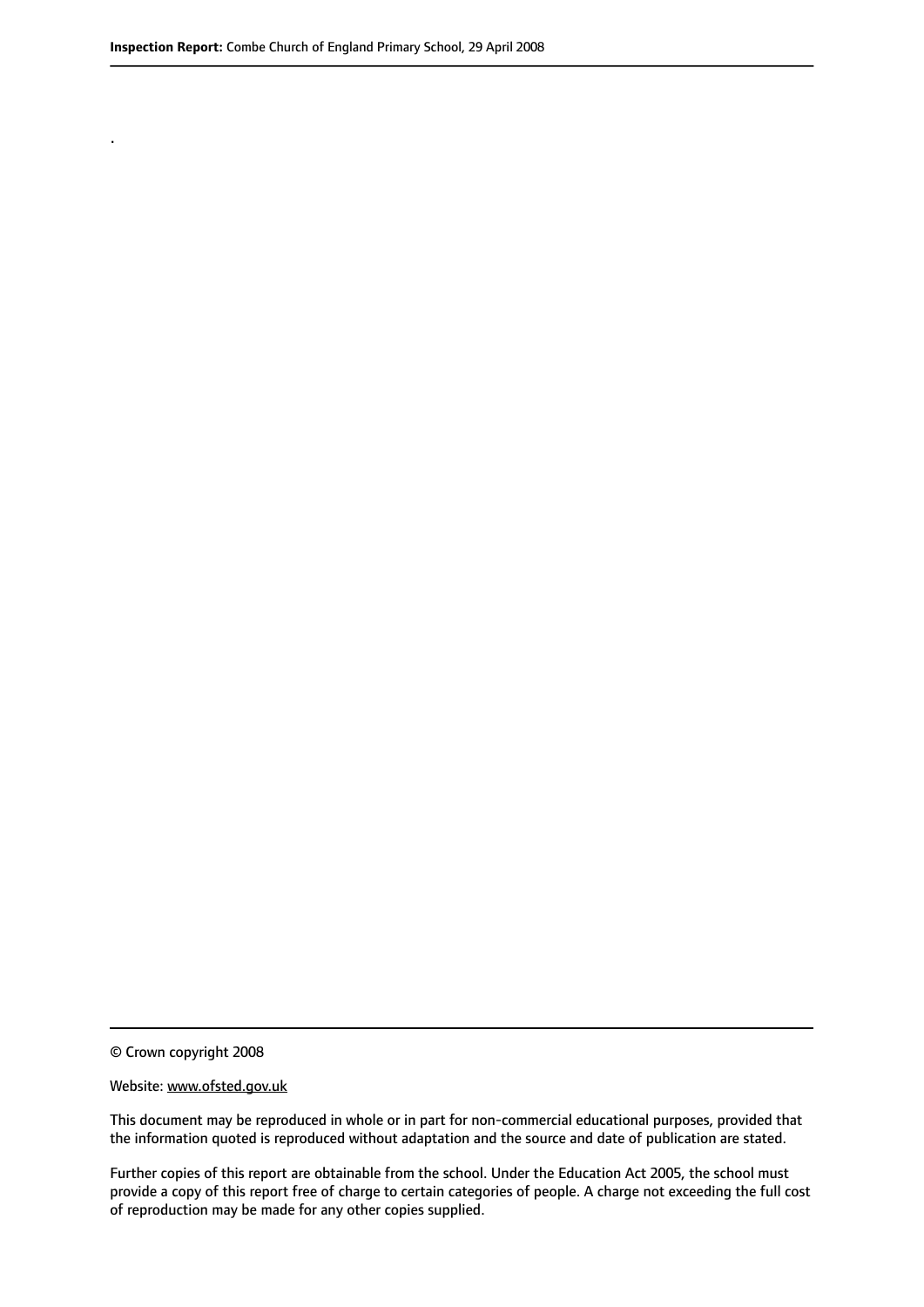.

© Crown copyright 2008

Website: www.ofsted.gov.uk

This document may be reproduced in whole or in part for non-commercial educational purposes, provided that the information quoted is reproduced without adaptation and the source and date of publication are stated.

Further copies of this report are obtainable from the school. Under the Education Act 2005, the school must provide a copy of this report free of charge to certain categories of people. A charge not exceeding the full cost of reproduction may be made for any other copies supplied.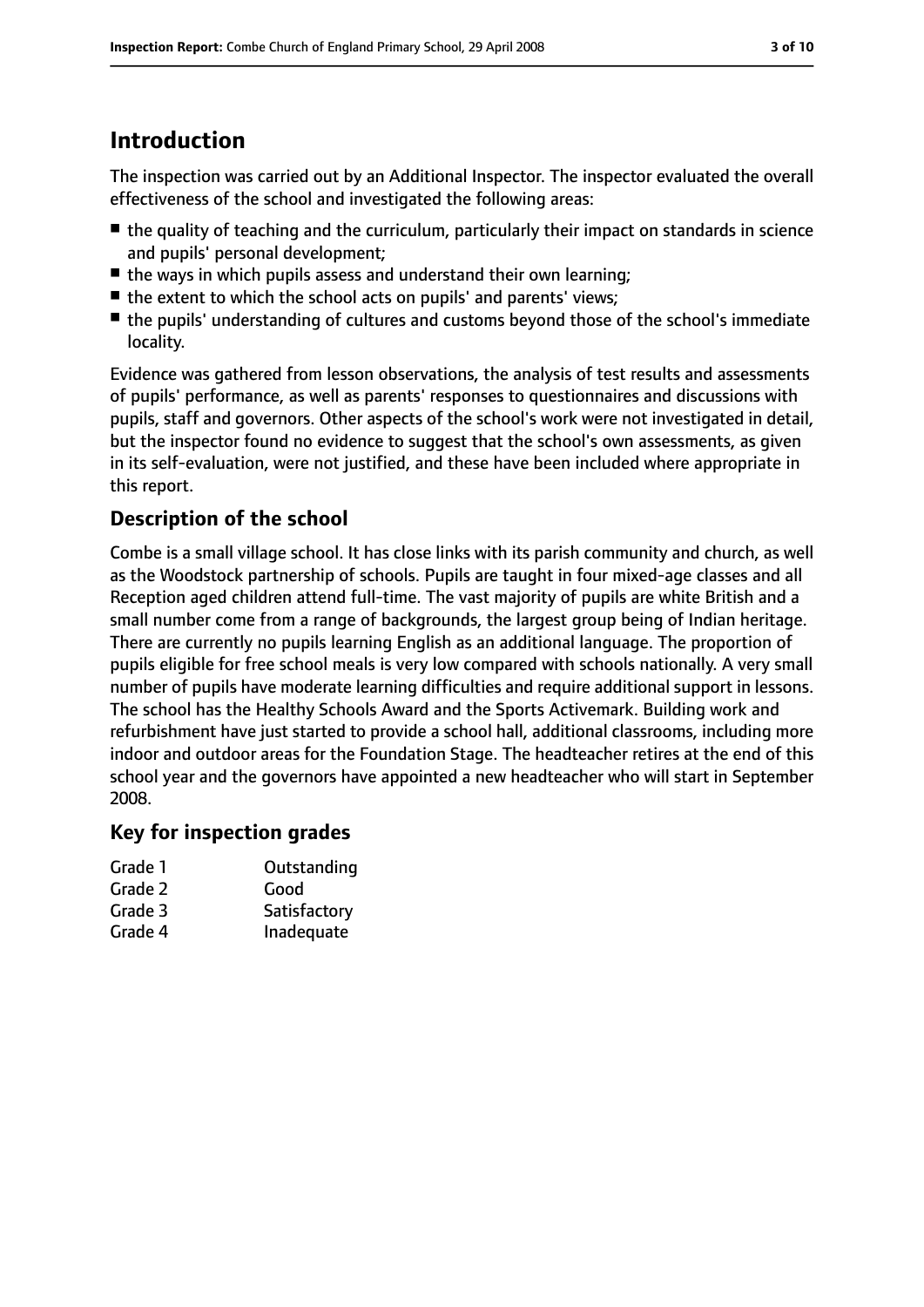## Introduction

The inspection was carried out by an Additional Inspector. The inspector evaluated the overall effectiveness of the school and investigated the following areas:

- the quality of teaching and the curriculum, particularly their impact on standards in science and pupils' personal development;
- the ways in which pupils assess and understand their own learning;
- the extent to which the school acts on pupils' and parents' views;
- the pupils' understanding of cultures and customs beyond those of the school's immediate locality.

Evidence was gathered from lesson observations, the analysis of test results and assessments of pupils' performance, as well as parents' responses to questionnaires and discussions with pupils, staff and governors. Other aspects of the school's work were not investigated in detail, but the inspector found no evidence to suggest that the school's own assessments, as given in its self-evaluation, were not justified, and these have been included where appropriate in this report.

### Description of the school

Combe is a small village school. It has close links with its parish community and church, as well as the Woodstock partnership of schools. Pupils are taught in four mixed-age classes and all Reception aged children attend full-time. The vast majority of pupils are white British and a small number come from a range of backgrounds, the largest group being of Indian heritage. There are currently no pupils learning English as an additional language. The proportion of pupils eligible for free school meals is very low compared with schools nationally. A very small number of pupils have moderate learning difficulties and require additional support in lessons. The school has the Healthy Schools Award and the Sports Activemark. Building work and refurbishment have just started to provide a school hall, additional classrooms, including more indoor and outdoor areas for the Foundation Stage. The headteacher retires at the end of this school year and the governors have appointed a new headteacher who will start in September 2008.

### Key for inspection grades

| | |
|---|---|
| Grade 1 | Outstanding |
| Grade 2 | Good |
| Grade 3 | Satisfactory |
| Grade 4 | Inadequate |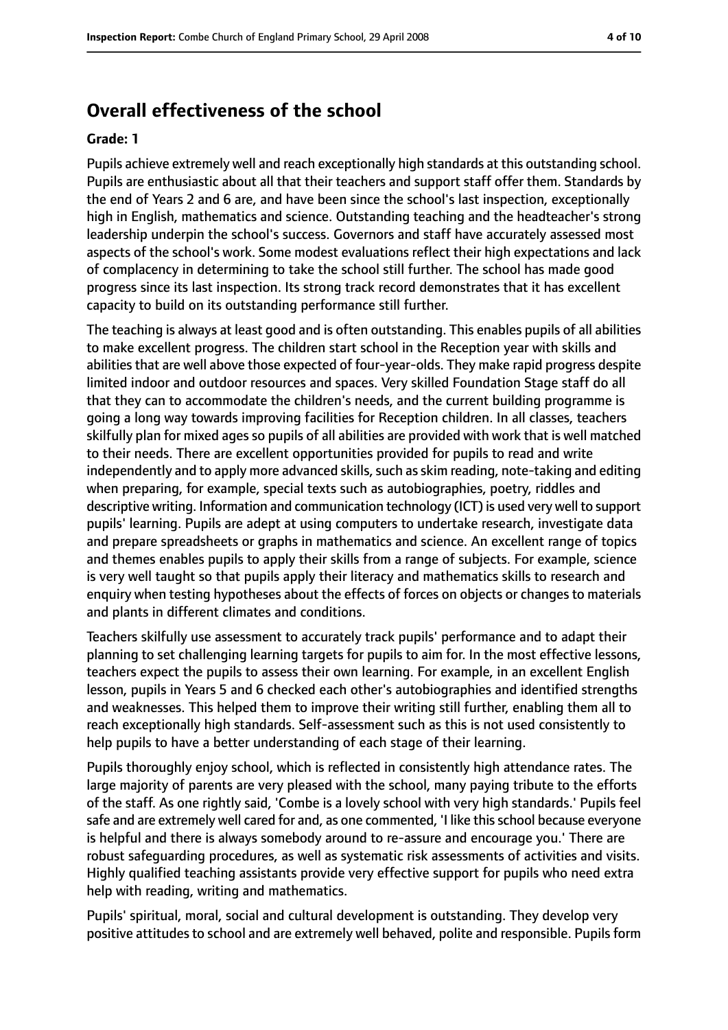## Overall effectiveness of the school

**Grade: 1**

Pupils achieve extremely well and reach exceptionally high standards at this outstanding school. Pupils are enthusiastic about all that their teachers and support staff offer them. Standards by the end of Years 2 and 6 are, and have been since the school's last inspection, exceptionally high in English, mathematics and science. Outstanding teaching and the headteacher's strong leadership underpin the school's success. Governors and staff have accurately assessed most aspects of the school's work. Some modest evaluations reflect their high expectations and lack of complacency in determining to take the school still further. The school has made good progress since its last inspection. Its strong track record demonstrates that it has excellent capacity to build on its outstanding performance still further.

The teaching is always at least good and is often outstanding. This enables pupils of all abilities to make excellent progress. The children start school in the Reception year with skills and abilities that are well above those expected of four-year-olds. They make rapid progress despite limited indoor and outdoor resources and spaces. Very skilled Foundation Stage staff do all that they can to accommodate the children's needs, and the current building programme is going a long way towards improving facilities for Reception children. In all classes, teachers skilfully plan for mixed ages so pupils of all abilities are provided with work that is well matched to their needs. There are excellent opportunities provided for pupils to read and write independently and to apply more advanced skills, such as skim reading, note-taking and editing when preparing, for example, special texts such as autobiographies, poetry, riddles and descriptive writing. Information and communication technology (ICT) is used very well to support pupils' learning. Pupils are adept at using computers to undertake research, investigate data and prepare spreadsheets or graphs in mathematics and science. An excellent range of topics and themes enables pupils to apply their skills from a range of subjects. For example, science is very well taught so that pupils apply their literacy and mathematics skills to research and enquiry when testing hypotheses about the effects of forces on objects or changes to materials and plants in different climates and conditions.

Teachers skilfully use assessment to accurately track pupils' performance and to adapt their planning to set challenging learning targets for pupils to aim for. In the most effective lessons, teachers expect the pupils to assess their own learning. For example, in an excellent English lesson, pupils in Years 5 and 6 checked each other's autobiographies and identified strengths and weaknesses. This helped them to improve their writing still further, enabling them all to reach exceptionally high standards. Self-assessment such as this is not used consistently to help pupils to have a better understanding of each stage of their learning.

Pupils thoroughly enjoy school, which is reflected in consistently high attendance rates. The large majority of parents are very pleased with the school, many paying tribute to the efforts of the staff. As one rightly said, 'Combe is a lovely school with very high standards.' Pupils feel safe and are extremely well cared for and, as one commented, 'I like this school because everyone is helpful and there is always somebody around to re-assure and encourage you.' There are robust safeguarding procedures, as well as systematic risk assessments of activities and visits. Highly qualified teaching assistants provide very effective support for pupils who need extra help with reading, writing and mathematics.

Pupils' spiritual, moral, social and cultural development is outstanding. They develop very positive attitudes to school and are extremely well behaved, polite and responsible. Pupils form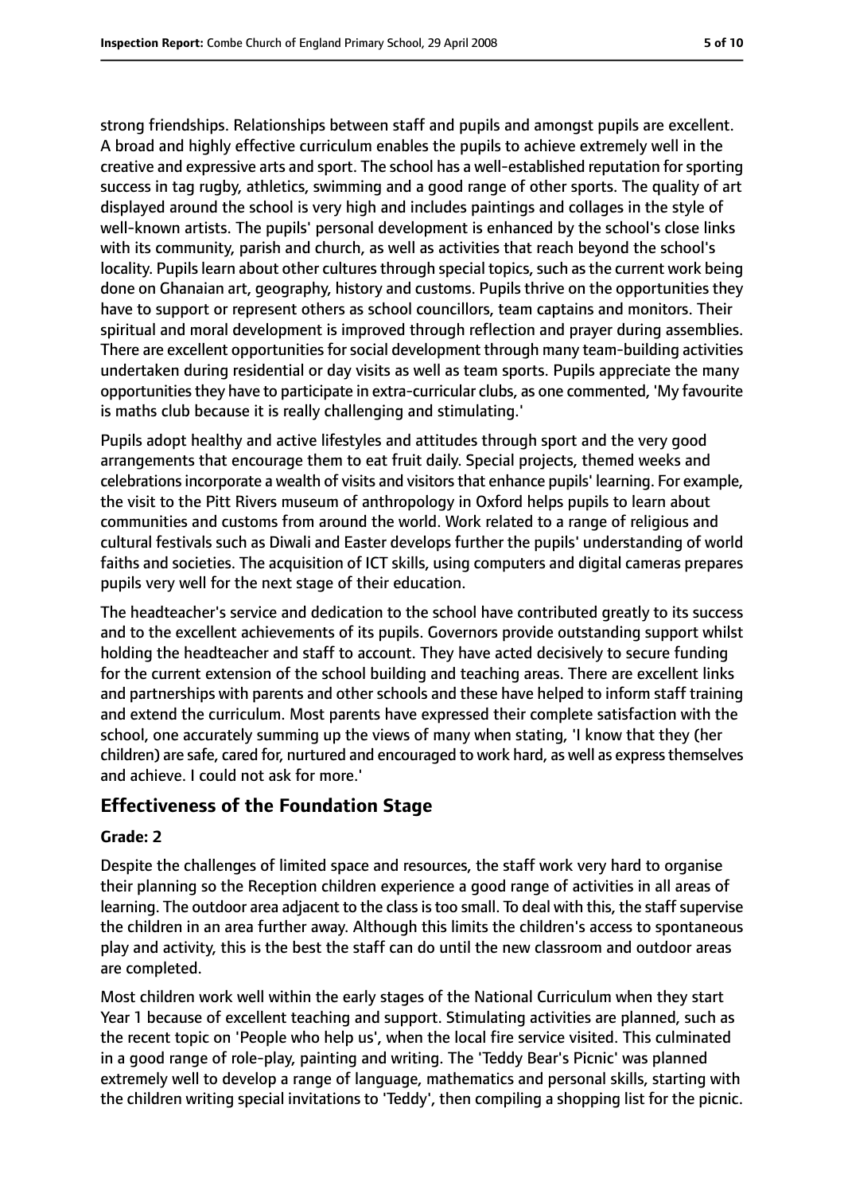strong friendships. Relationships between staff and pupils and amongst pupils are excellent. A broad and highly effective curriculum enables the pupils to achieve extremely well in the creative and expressive arts and sport. The school has a well-established reputation for sporting success in tag rugby, athletics, swimming and a good range of other sports. The quality of art displayed around the school is very high and includes paintings and collages in the style of well-known artists. The pupils' personal development is enhanced by the school's close links with its community, parish and church, as well as activities that reach beyond the school's locality. Pupils learn about other cultures through special topics, such as the current work being done on Ghanaian art, geography, history and customs. Pupils thrive on the opportunities they have to support or represent others as school councillors, team captains and monitors. Their spiritual and moral development is improved through reflection and prayer during assemblies. There are excellent opportunities for social development through many team-building activities undertaken during residential or day visits as well as team sports. Pupils appreciate the many opportunities they have to participate in extra-curricular clubs, as one commented, 'My favourite is maths club because it is really challenging and stimulating.'

Pupils adopt healthy and active lifestyles and attitudes through sport and the very good arrangements that encourage them to eat fruit daily. Special projects, themed weeks and celebrations incorporate a wealth of visits and visitors that enhance pupils' learning. For example, the visit to the Pitt Rivers museum of anthropology in Oxford helps pupils to learn about communities and customs from around the world. Work related to a range of religious and cultural festivals such as Diwali and Easter develops further the pupils' understanding of world faiths and societies. The acquisition of ICT skills, using computers and digital cameras prepares pupils very well for the next stage of their education.

The headteacher's service and dedication to the school have contributed greatly to its success and to the excellent achievements of its pupils. Governors provide outstanding support whilst holding the headteacher and staff to account. They have acted decisively to secure funding for the current extension of the school building and teaching areas. There are excellent links and partnerships with parents and other schools and these have helped to inform staff training and extend the curriculum. Most parents have expressed their complete satisfaction with the school, one accurately summing up the views of many when stating, 'I know that they (her children) are safe, cared for, nurtured and encouraged to work hard, as well as express themselves and achieve. I could not ask for more.'

## Effectiveness of the Foundation Stage

### Grade: 2

Despite the challenges of limited space and resources, the staff work very hard to organise their planning so the Reception children experience a good range of activities in all areas of learning. The outdoor area adjacent to the class is too small. To deal with this, the staff supervise the children in an area further away. Although this limits the children's access to spontaneous play and activity, this is the best the staff can do until the new classroom and outdoor areas are completed.

Most children work well within the early stages of the National Curriculum when they start Year 1 because of excellent teaching and support. Stimulating activities are planned, such as the recent topic on 'People who help us', when the local fire service visited. This culminated in a good range of role-play, painting and writing. The 'Teddy Bear's Picnic' was planned extremely well to develop a range of language, mathematics and personal skills, starting with the children writing special invitations to 'Teddy', then compiling a shopping list for the picnic.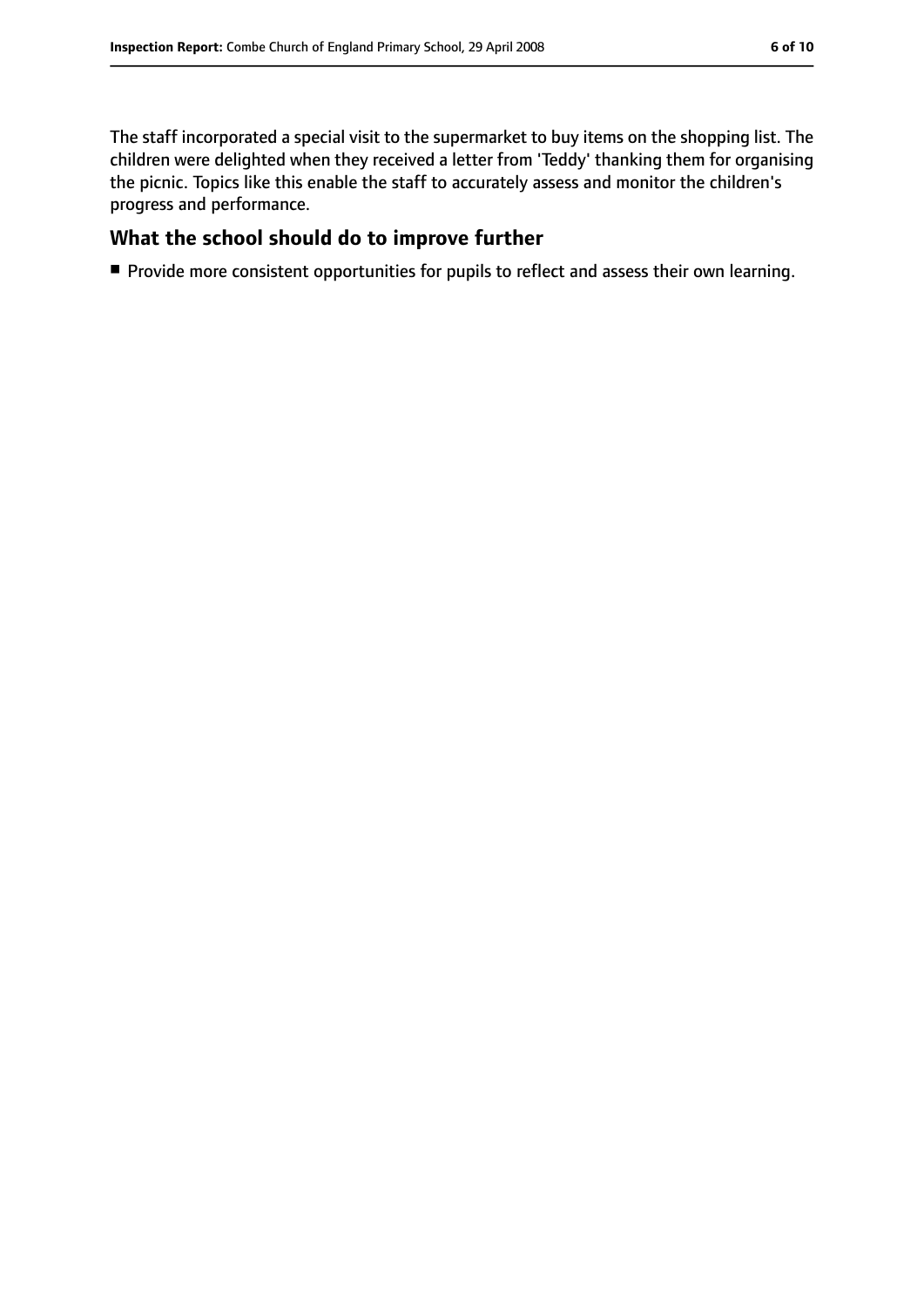The staff incorporated a special visit to the supermarket to buy items on the shopping list. The children were delighted when they received a letter from 'Teddy' thanking them for organising the picnic. Topics like this enable the staff to accurately assess and monitor the children's progress and performance.

## What the school should do to improve further

- Provide more consistent opportunities for pupils to reflect and assess their own learning.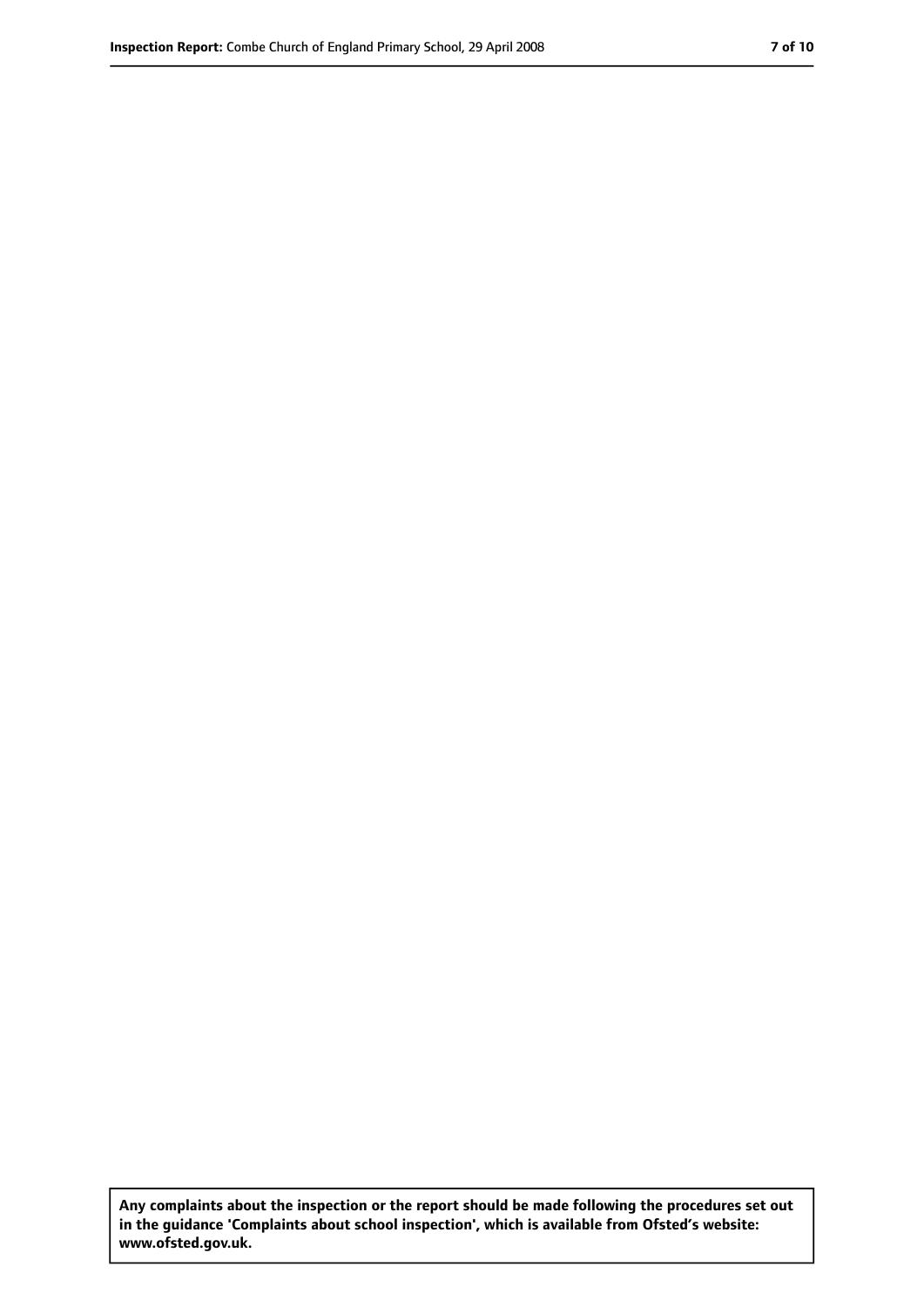**Any complaints about the inspection or the report should be made following the procedures set out in the guidance 'Complaints about school inspection', which is available from Ofsted's website: www.ofsted.gov.uk.**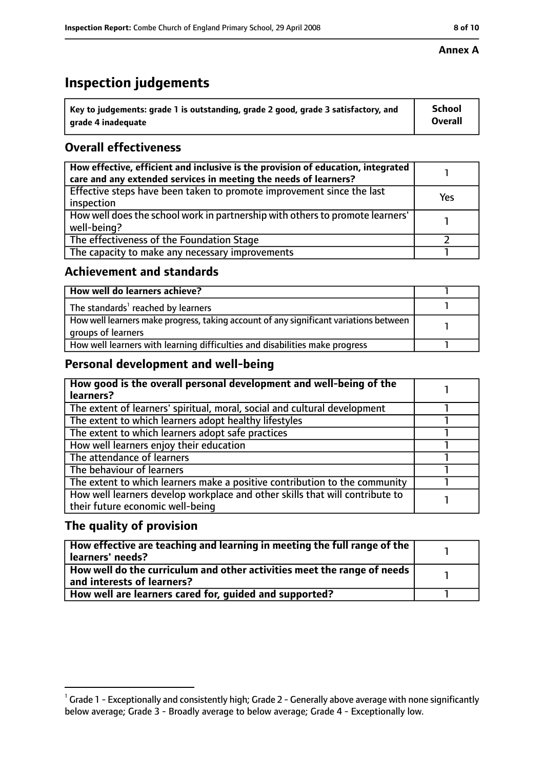**Annex A**

# Inspection judgements

| Key to judgements: grade 1 is outstanding, grade 2 good, grade 3 satisfactory, and grade 4 inadequate | School Overall |
|---|---|

## Overall effectiveness

| | |
|---|---|
| How effective, efficient and inclusive is the provision of education, integrated care and any extended services in meeting the needs of learners? | 1 |
| Effective steps have been taken to promote improvement since the last inspection | Yes |
| How well does the school work in partnership with others to promote learners' well-being? | 1 |
| The effectiveness of the Foundation Stage | 2 |
| The capacity to make any necessary improvements | 1 |

## Achievement and standards

| | |
|---|---|
| How well do learners achieve? | 1 |
| The standards[1] reached by learners | 1 |
| How well learners make progress, taking account of any significant variations between groups of learners | 1 |
| How well learners with learning difficulties and disabilities make progress | 1 |

## Personal development and well-being

| | |
|---|---|
| How good is the overall personal development and well-being of the learners? | 1 |
| The extent of learners' spiritual, moral, social and cultural development | 1 |
| The extent to which learners adopt healthy lifestyles | 1 |
| The extent to which learners adopt safe practices | 1 |
| How well learners enjoy their education | 1 |
| The attendance of learners | 1 |
| The behaviour of learners | 1 |
| The extent to which learners make a positive contribution to the community | 1 |
| How well learners develop workplace and other skills that will contribute to their future economic well-being | 1 |

## The quality of provision

| | |
|---|---|
| How effective are teaching and learning in meeting the full range of the learners' needs? | 1 |
| How well do the curriculum and other activities meet the range of needs and interests of learners? | 1 |
| How well are learners cared for, guided and supported? | 1 |

[1] Grade 1 - Exceptionally and consistently high; Grade 2 - Generally above average with none significantly below average; Grade 3 - Broadly average to below average; Grade 4 - Exceptionally low.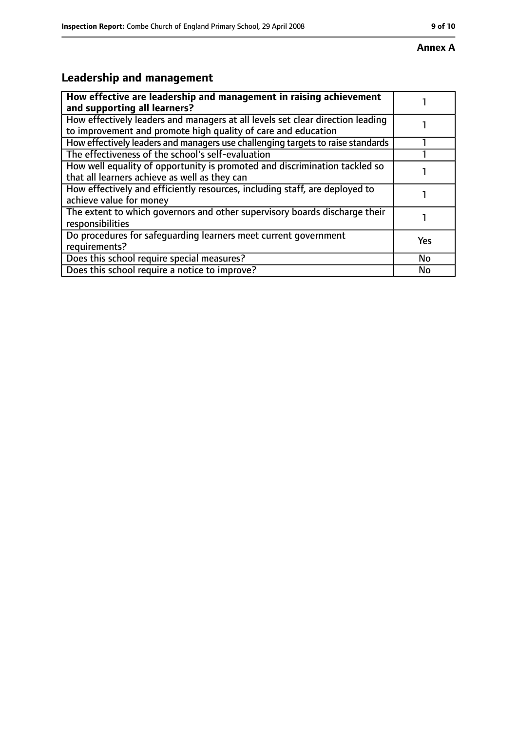**Annex A**

## Leadership and management

| **How effective are leadership and management in raising achievement and supporting all learners?** | 1 |
|---|---|
| How effectively leaders and managers at all levels set clear direction leading to improvement and promote high quality of care and education | 1 |
| How effectively leaders and managers use challenging targets to raise standards | 1 |
| The effectiveness of the school's self-evaluation | 1 |
| How well equality of opportunity is promoted and discrimination tackled so that all learners achieve as well as they can | 1 |
| How effectively and efficiently resources, including staff, are deployed to achieve value for money | 1 |
| The extent to which governors and other supervisory boards discharge their responsibilities | 1 |
| Do procedures for safeguarding learners meet current government requirements? | Yes |
| Does this school require special measures? | No |
| Does this school require a notice to improve? | No |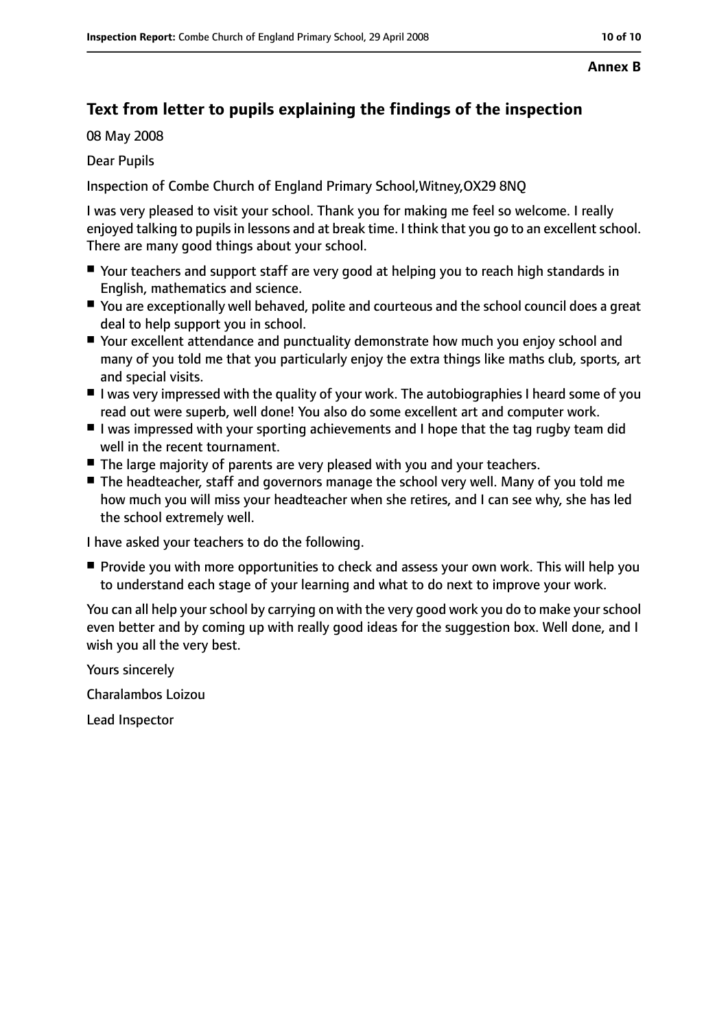**Annex B**

## Text from letter to pupils explaining the findings of the inspection

08 May 2008

Dear Pupils

Inspection of Combe Church of England Primary School,Witney,OX29 8NQ

I was very pleased to visit your school. Thank you for making me feel so welcome. I really enjoyed talking to pupils in lessons and at break time. I think that you go to an excellent school. There are many good things about your school.

- Your teachers and support staff are very good at helping you to reach high standards in English, mathematics and science.
- You are exceptionally well behaved, polite and courteous and the school council does a great deal to help support you in school.
- Your excellent attendance and punctuality demonstrate how much you enjoy school and many of you told me that you particularly enjoy the extra things like maths club, sports, art and special visits.
- I was very impressed with the quality of your work. The autobiographies I heard some of you read out were superb, well done! You also do some excellent art and computer work.
- I was impressed with your sporting achievements and I hope that the tag rugby team did well in the recent tournament.
- The large majority of parents are very pleased with you and your teachers.
- The headteacher, staff and governors manage the school very well. Many of you told me how much you will miss your headteacher when she retires, and I can see why, she has led the school extremely well.

I have asked your teachers to do the following.

- Provide you with more opportunities to check and assess your own work. This will help you to understand each stage of your learning and what to do next to improve your work.

You can all help your school by carrying on with the very good work you do to make your school even better and by coming up with really good ideas for the suggestion box. Well done, and I wish you all the very best.

Yours sincerely

Charalambos Loizou

Lead Inspector